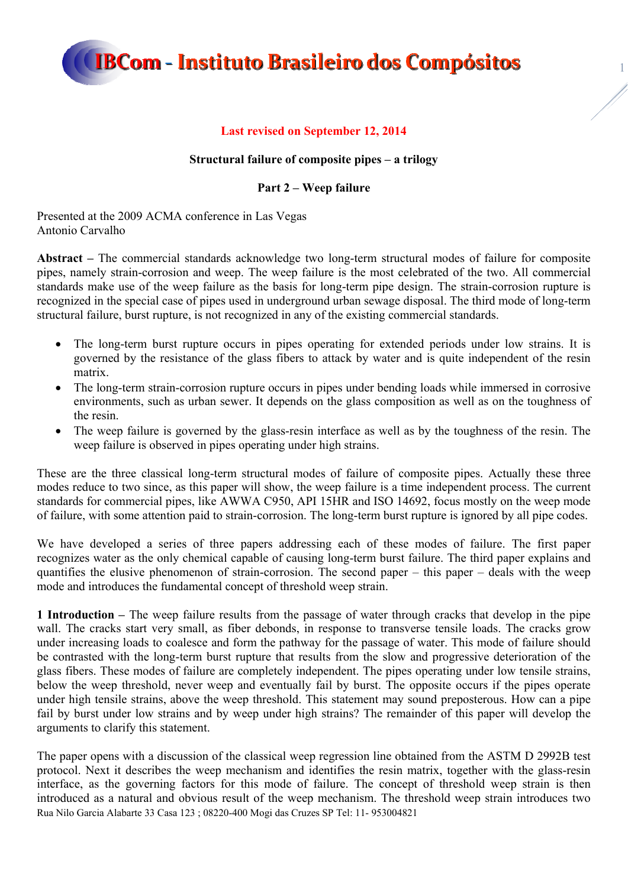**Last revised on September 12, 2014**

**Structural failure of composite pipes – a trilogy**

**Part 2 – Weep failure**

Presented at the 2009 ACMA conference in Las Vegas
Antonio Carvalho

**Abstract –** The commercial standards acknowledge two long-term structural modes of failure for composite pipes, namely strain-corrosion and weep. The weep failure is the most celebrated of the two. All commercial standards make use of the weep failure as the basis for long-term pipe design. The strain-corrosion rupture is recognized in the special case of pipes used in underground urban sewage disposal. The third mode of long-term structural failure, burst rupture, is not recognized in any of the existing commercial standards.

- The long-term burst rupture occurs in pipes operating for extended periods under low strains. It is governed by the resistance of the glass fibers to attack by water and is quite independent of the resin matrix.
- The long-term strain-corrosion rupture occurs in pipes under bending loads while immersed in corrosive environments, such as urban sewer. It depends on the glass composition as well as on the toughness of the resin.
- The weep failure is governed by the glass-resin interface as well as by the toughness of the resin. The weep failure is observed in pipes operating under high strains.

These are the three classical long-term structural modes of failure of composite pipes. Actually these three modes reduce to two since, as this paper will show, the weep failure is a time independent process. The current standards for commercial pipes, like AWWA C950, API 15HR and ISO 14692, focus mostly on the weep mode of failure, with some attention paid to strain-corrosion. The long-term burst rupture is ignored by all pipe codes.

We have developed a series of three papers addressing each of these modes of failure. The first paper recognizes water as the only chemical capable of causing long-term burst failure. The third paper explains and quantifies the elusive phenomenon of strain-corrosion. The second paper – this paper – deals with the weep mode and introduces the fundamental concept of threshold weep strain.

**1 Introduction –** The weep failure results from the passage of water through cracks that develop in the pipe wall. The cracks start very small, as fiber debonds, in response to transverse tensile loads. The cracks grow under increasing loads to coalesce and form the pathway for the passage of water. This mode of failure should be contrasted with the long-term burst rupture that results from the slow and progressive deterioration of the glass fibers. These modes of failure are completely independent. The pipes operating under low tensile strains, below the weep threshold, never weep and eventually fail by burst. The opposite occurs if the pipes operate under high tensile strains, above the weep threshold. This statement may sound preposterous. How can a pipe fail by burst under low strains and by weep under high strains? The remainder of this paper will develop the arguments to clarify this statement.

The paper opens with a discussion of the classical weep regression line obtained from the ASTM D 2992B test protocol. Next it describes the weep mechanism and identifies the resin matrix, together with the glass-resin interface, as the governing factors for this mode of failure. The concept of threshold weep strain is then introduced as a natural and obvious result of the weep mechanism. The threshold weep strain introduces two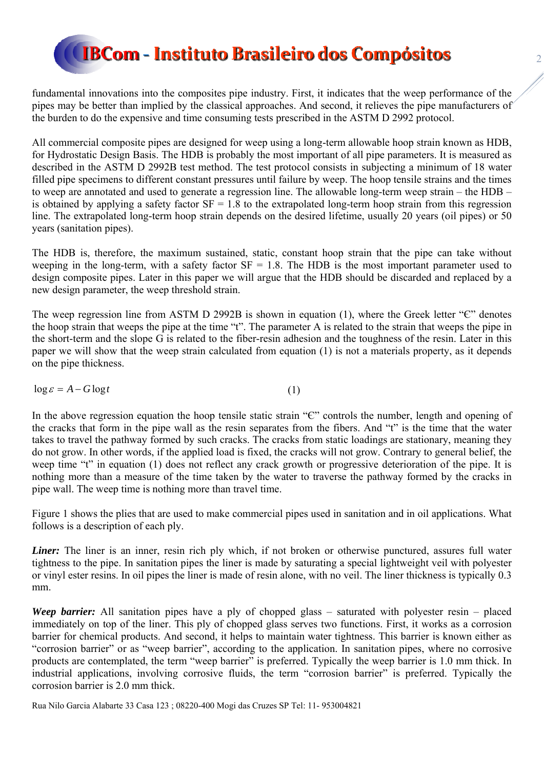fundamental innovations into the composites pipe industry. First, it indicates that the weep performance of the pipes may be better than implied by the classical approaches. And second, it relieves the pipe manufacturers of the burden to do the expensive and time consuming tests prescribed in the ASTM D 2992 protocol.

All commercial composite pipes are designed for weep using a long-term allowable hoop strain known as HDB, for Hydrostatic Design Basis. The HDB is probably the most important of all pipe parameters. It is measured as described in the ASTM D 2992B test method. The test protocol consists in subjecting a minimum of 18 water filled pipe specimens to different constant pressures until failure by weep. The hoop tensile strains and the times to weep are annotated and used to generate a regression line. The allowable long-term weep strain – the HDB – is obtained by applying a safety factor SF = 1.8 to the extrapolated long-term hoop strain from this regression line. The extrapolated long-term hoop strain depends on the desired lifetime, usually 20 years (oil pipes) or 50 years (sanitation pipes).

The HDB is, therefore, the maximum sustained, static, constant hoop strain that the pipe can take without weeping in the long-term, with a safety factor SF = 1.8. The HDB is the most important parameter used to design composite pipes. Later in this paper we will argue that the HDB should be discarded and replaced by a new design parameter, the weep threshold strain.

The weep regression line from ASTM D 2992B is shown in equation (1), where the Greek letter "Є" denotes the hoop strain that weeps the pipe at the time "t". The parameter A is related to the strain that weeps the pipe in the short-term and the slope G is related to the fiber-resin adhesion and the toughness of the resin. Later in this paper we will show that the weep strain calculated from equation (1) is not a materials property, as it depends on the pipe thickness.

$$\log \varepsilon = A - G \log t \tag{1}$$

In the above regression equation the hoop tensile static strain "Є" controls the number, length and opening of the cracks that form in the pipe wall as the resin separates from the fibers. And "t" is the time that the water takes to travel the pathway formed by such cracks. The cracks from static loadings are stationary, meaning they do not grow. In other words, if the applied load is fixed, the cracks will not grow. Contrary to general belief, the weep time "t" in equation (1) does not reflect any crack growth or progressive deterioration of the pipe. It is nothing more than a measure of the time taken by the water to traverse the pathway formed by the cracks in pipe wall. The weep time is nothing more than travel time.

Figure 1 shows the plies that are used to make commercial pipes used in sanitation and in oil applications. What follows is a description of each ply.

***Liner:*** The liner is an inner, resin rich ply which, if not broken or otherwise punctured, assures full water tightness to the pipe. In sanitation pipes the liner is made by saturating a special lightweight veil with polyester or vinyl ester resins. In oil pipes the liner is made of resin alone, with no veil. The liner thickness is typically 0.3 mm.

***Weep barrier:*** All sanitation pipes have a ply of chopped glass – saturated with polyester resin – placed immediately on top of the liner. This ply of chopped glass serves two functions. First, it works as a corrosion barrier for chemical products. And second, it helps to maintain water tightness. This barrier is known either as "corrosion barrier" or as "weep barrier", according to the application. In sanitation pipes, where no corrosive products are contemplated, the term "weep barrier" is preferred. Typically the weep barrier is 1.0 mm thick. In industrial applications, involving corrosive fluids, the term "corrosion barrier" is preferred. Typically the corrosion barrier is 2.0 mm thick.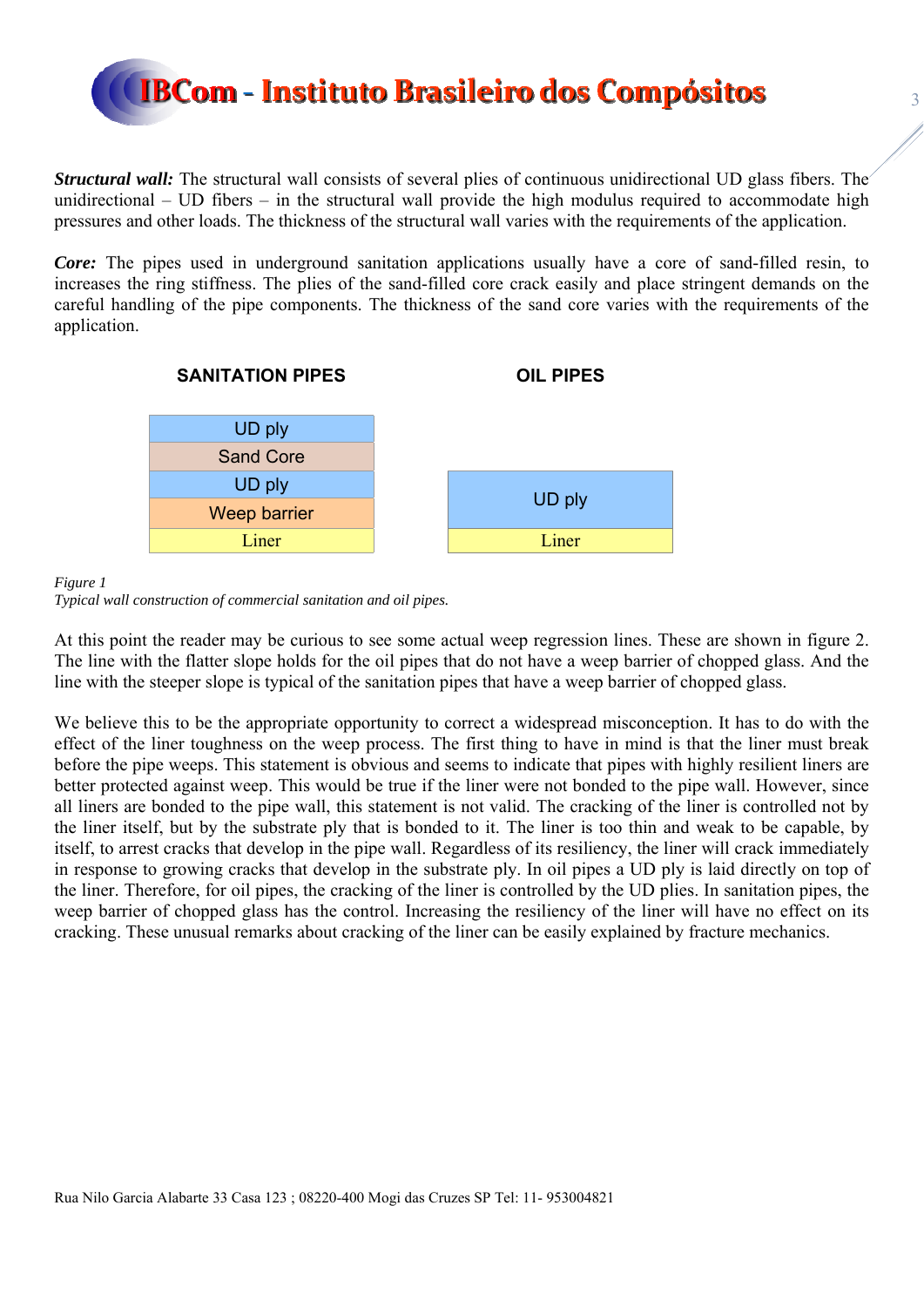***Structural wall:*** The structural wall consists of several plies of continuous unidirectional UD glass fibers. The unidirectional – UD fibers – in the structural wall provide the high modulus required to accommodate high pressures and other loads. The thickness of the structural wall varies with the requirements of the application.

***Core:*** The pipes used in underground sanitation applications usually have a core of sand-filled resin, to increases the ring stiffness. The plies of the sand-filled core crack easily and place stringent demands on the careful handling of the pipe components. The thickness of the sand core varies with the requirements of the application.

| SANITATION PIPES | OIL PIPES |
|---|---|
| UD ply | |
| Sand Core | |
| UD ply | UD ply |
| Weep barrier | |
| Liner | Liner |

*Figure 1*
*Typical wall construction of commercial sanitation and oil pipes.*

At this point the reader may be curious to see some actual weep regression lines. These are shown in figure 2. The line with the flatter slope holds for the oil pipes that do not have a weep barrier of chopped glass. And the line with the steeper slope is typical of the sanitation pipes that have a weep barrier of chopped glass.

We believe this to be the appropriate opportunity to correct a widespread misconception. It has to do with the effect of the liner toughness on the weep process. The first thing to have in mind is that the liner must break before the pipe weeps. This statement is obvious and seems to indicate that pipes with highly resilient liners are better protected against weep. This would be true if the liner were not bonded to the pipe wall. However, since all liners are bonded to the pipe wall, this statement is not valid. The cracking of the liner is controlled not by the liner itself, but by the substrate ply that is bonded to it. The liner is too thin and weak to be capable, by itself, to arrest cracks that develop in the pipe wall. Regardless of its resiliency, the liner will crack immediately in response to growing cracks that develop in the substrate ply. In oil pipes a UD ply is laid directly on top of the liner. Therefore, for oil pipes, the cracking of the liner is controlled by the UD plies. In sanitation pipes, the weep barrier of chopped glass has the control. Increasing the resiliency of the liner will have no effect on its cracking. These unusual remarks about cracking of the liner can be easily explained by fracture mechanics.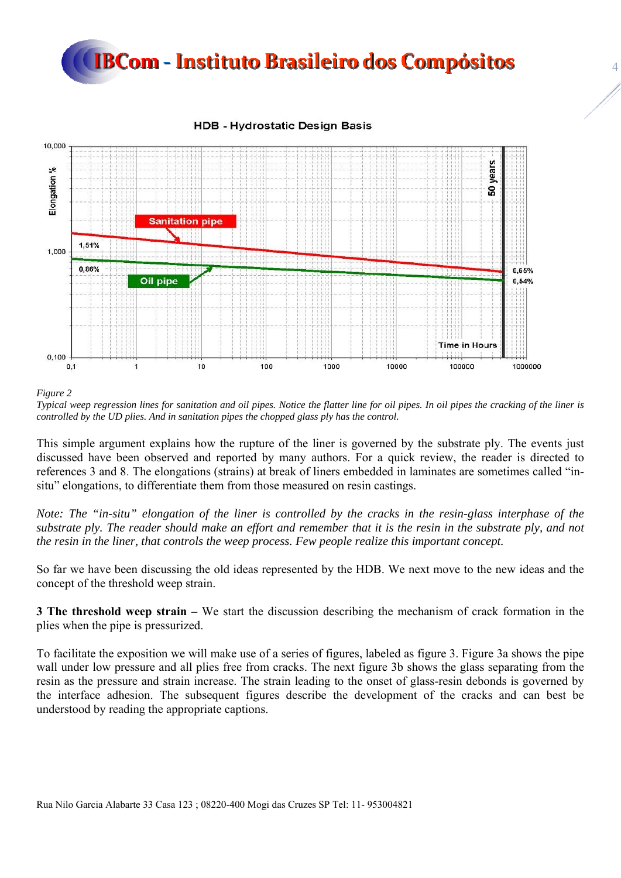*Figure 2*

*Typical weep regression lines for sanitation and oil pipes. Notice the flatter line for oil pipes. In oil pipes the cracking of the liner is controlled by the UD plies. And in sanitation pipes the chopped glass ply has the control.*

This simple argument explains how the rupture of the liner is governed by the substrate ply. The events just discussed have been observed and reported by many authors. For a quick review, the reader is directed to references 3 and 8. The elongations (strains) at break of liners embedded in laminates are sometimes called "in-situ" elongations, to differentiate them from those measured on resin castings.

*Note: The "in-situ" elongation of the liner is controlled by the cracks in the resin-glass interphase of the substrate ply. The reader should make an effort and remember that it is the resin in the substrate ply, and not the resin in the liner, that controls the weep process. Few people realize this important concept.*

So far we have been discussing the old ideas represented by the HDB. We next move to the new ideas and the concept of the threshold weep strain.

**3 The threshold weep strain –** We start the discussion describing the mechanism of crack formation in the plies when the pipe is pressurized.

To facilitate the exposition we will make use of a series of figures, labeled as figure 3. Figure 3a shows the pipe wall under low pressure and all plies free from cracks. The next figure 3b shows the glass separating from the resin as the pressure and strain increase. The strain leading to the onset of glass-resin debonds is governed by the interface adhesion. The subsequent figures describe the development of the cracks and can best be understood by reading the appropriate captions.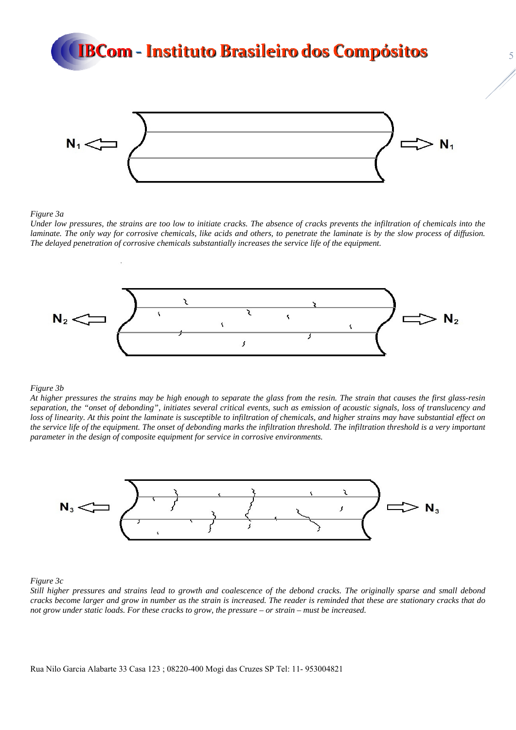$N_1$ ⇦ ⇨ $N_1$

*Figure 3a*

*Under low pressures, the strains are too low to initiate cracks. The absence of cracks prevents the infiltration of chemicals into the laminate. The only way for corrosive chemicals, like acids and others, to penetrate the laminate is by the slow process of diffusion. The delayed penetration of corrosive chemicals substantially increases the service life of the equipment.*

$N_2$ ⇦ ⇨ $N_2$

*Figure 3b*

*At higher pressures the strains may be high enough to separate the glass from the resin. The strain that causes the first glass-resin separation, the "onset of debonding", initiates several critical events, such as emission of acoustic signals, loss of translucency and loss of linearity. At this point the laminate is susceptible to infiltration of chemicals, and higher strains may have substantial effect on the service life of the equipment. The onset of debonding marks the infiltration threshold. The infiltration threshold is a very important parameter in the design of composite equipment for service in corrosive environments.*

$N_3$ ⇦ ⇨ $N_3$

*Figure 3c*

*Still higher pressures and strains lead to growth and coalescence of the debond cracks. The originally sparse and small debond cracks become larger and grow in number as the strain is increased. The reader is reminded that these are stationary cracks that do not grow under static loads. For these cracks to grow, the pressure – or strain – must be increased.*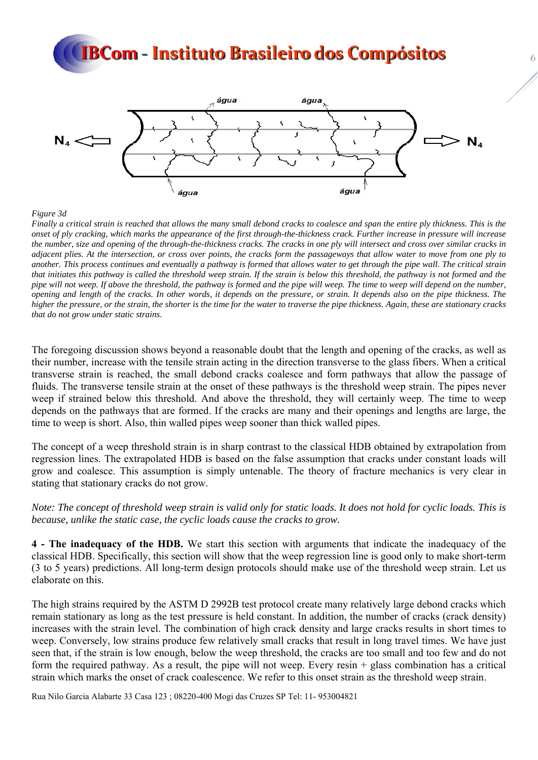*Figure 3d*

*Finally a critical strain is reached that allows the many small debond cracks to coalesce and span the entire ply thickness. This is the onset of ply cracking, which marks the appearance of the first through-the-thickness crack. Further increase in pressure will increase the number, size and opening of the through-the-thickness cracks. The cracks in one ply will intersect and cross over similar cracks in adjacent plies. At the intersection, or cross over points, the cracks form the passageways that allow water to move from one ply to another. This process continues and eventually a pathway is formed that allows water to get through the pipe wall. The critical strain that initiates this pathway is called the threshold weep strain. If the strain is below this threshold, the pathway is not formed and the pipe will not weep. If above the threshold, the pathway is formed and the pipe will weep. The time to weep will depend on the number, opening and length of the cracks. In other words, it depends on the pressure, or strain. It depends also on the pipe thickness. The higher the pressure, or the strain, the shorter is the time for the water to traverse the pipe thickness. Again, these are stationary cracks that do not grow under static strains.*

The foregoing discussion shows beyond a reasonable doubt that the length and opening of the cracks, as well as their number, increase with the tensile strain acting in the direction transverse to the glass fibers. When a critical transverse strain is reached, the small debond cracks coalesce and form pathways that allow the passage of fluids. The transverse tensile strain at the onset of these pathways is the threshold weep strain. The pipes never weep if strained below this threshold. And above the threshold, they will certainly weep. The time to weep depends on the pathways that are formed. If the cracks are many and their openings and lengths are large, the time to weep is short. Also, thin walled pipes weep sooner than thick walled pipes.

The concept of a weep threshold strain is in sharp contrast to the classical HDB obtained by extrapolation from regression lines. The extrapolated HDB is based on the false assumption that cracks under constant loads will grow and coalesce. This assumption is simply untenable. The theory of fracture mechanics is very clear in stating that stationary cracks do not grow.

*Note: The concept of threshold weep strain is valid only for static loads. It does not hold for cyclic loads. This is because, unlike the static case, the cyclic loads cause the cracks to grow.*

**4 - The inadequacy of the HDB.** We start this section with arguments that indicate the inadequacy of the classical HDB. Specifically, this section will show that the weep regression line is good only to make short-term (3 to 5 years) predictions. All long-term design protocols should make use of the threshold weep strain. Let us elaborate on this.

The high strains required by the ASTM D 2992B test protocol create many relatively large debond cracks which remain stationary as long as the test pressure is held constant. In addition, the number of cracks (crack density) increases with the strain level. The combination of high crack density and large cracks results in short times to weep. Conversely, low strains produce few relatively small cracks that result in long travel times. We have just seen that, if the strain is low enough, below the weep threshold, the cracks are too small and too few and do not form the required pathway. As a result, the pipe will not weep. Every resin + glass combination has a critical strain which marks the onset of crack coalescence. We refer to this onset strain as the threshold weep strain.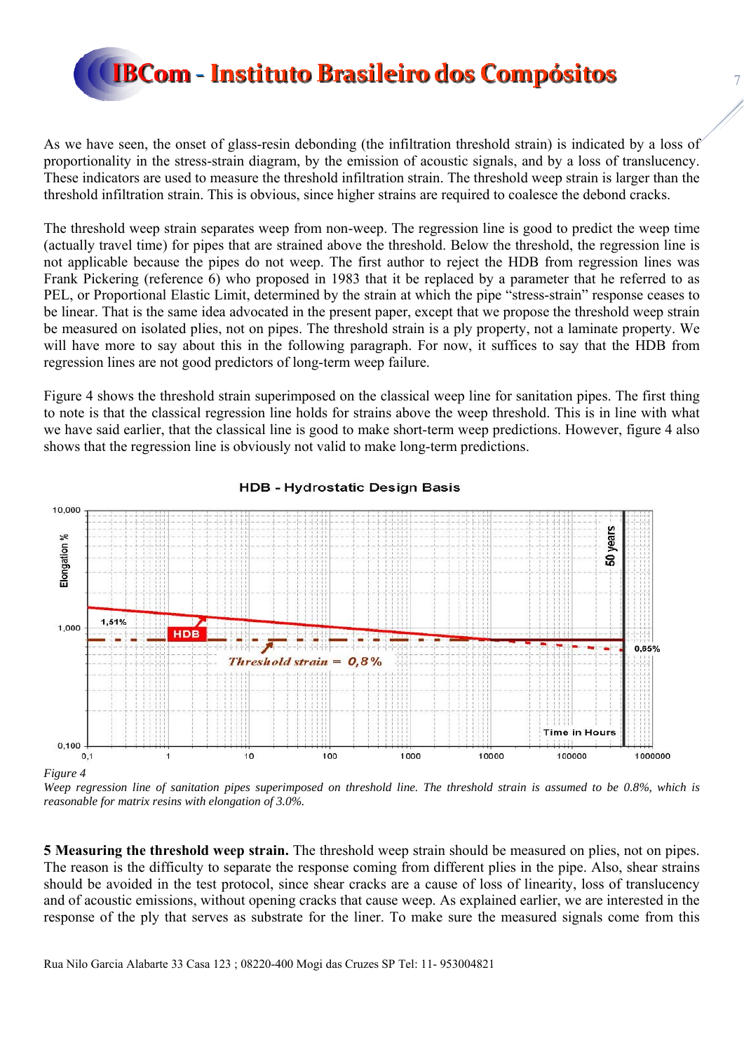As we have seen, the onset of glass-resin debonding (the infiltration threshold strain) is indicated by a loss of proportionality in the stress-strain diagram, by the emission of acoustic signals, and by a loss of translucency. These indicators are used to measure the threshold infiltration strain. The threshold weep strain is larger than the threshold infiltration strain. This is obvious, since higher strains are required to coalesce the debond cracks.

The threshold weep strain separates weep from non-weep. The regression line is good to predict the weep time (actually travel time) for pipes that are strained above the threshold. Below the threshold, the regression line is not applicable because the pipes do not weep. The first author to reject the HDB from regression lines was Frank Pickering (reference 6) who proposed in 1983 that it be replaced by a parameter that he referred to as PEL, or Proportional Elastic Limit, determined by the strain at which the pipe "stress-strain" response ceases to be linear. That is the same idea advocated in the present paper, except that we propose the threshold weep strain be measured on isolated plies, not on pipes. The threshold strain is a ply property, not a laminate property. We will have more to say about this in the following paragraph. For now, it suffices to say that the HDB from regression lines are not good predictors of long-term weep failure.

Figure 4 shows the threshold strain superimposed on the classical weep line for sanitation pipes. The first thing to note is that the classical regression line holds for strains above the weep threshold. This is in line with what we have said earlier, that the classical line is good to make short-term weep predictions. However, figure 4 also shows that the regression line is obviously not valid to make long-term predictions.

*Figure 4*
*Weep regression line of sanitation pipes superimposed on threshold line. The threshold strain is assumed to be 0.8%, which is reasonable for matrix resins with elongation of 3.0%.*

**5 Measuring the threshold weep strain.** The threshold weep strain should be measured on plies, not on pipes. The reason is the difficulty to separate the response coming from different plies in the pipe. Also, shear strains should be avoided in the test protocol, since shear cracks are a cause of loss of linearity, loss of translucency and of acoustic emissions, without opening cracks that cause weep. As explained earlier, we are interested in the response of the ply that serves as substrate for the liner. To make sure the measured signals come from this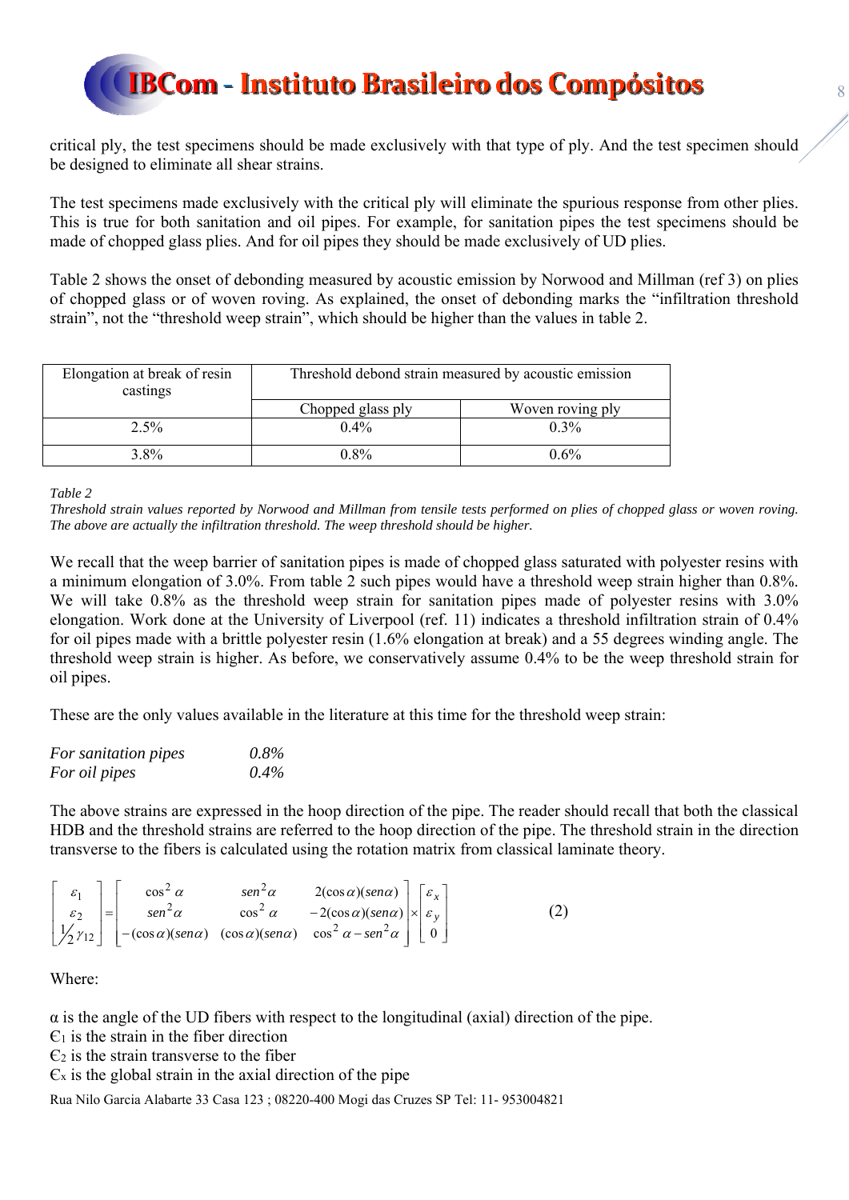critical ply, the test specimens should be made exclusively with that type of ply. And the test specimen should be designed to eliminate all shear strains.

The test specimens made exclusively with the critical ply will eliminate the spurious response from other plies. This is true for both sanitation and oil pipes. For example, for sanitation pipes the test specimens should be made of chopped glass plies. And for oil pipes they should be made exclusively of UD plies.

Table 2 shows the onset of debonding measured by acoustic emission by Norwood and Millman (ref 3) on plies of chopped glass or of woven roving. As explained, the onset of debonding marks the "infiltration threshold strain", not the "threshold weep strain", which should be higher than the values in table 2.

| Elongation at break of resin castings | Threshold debond strain measured by acoustic emission | |
|---|---|---|
| | Chopped glass ply | Woven roving ply |
| 2.5% | 0.4% | 0.3% |
| 3.8% | 0.8% | 0.6% |

*Table 2*

*Threshold strain values reported by Norwood and Millman from tensile tests performed on plies of chopped glass or woven roving. The above are actually the infiltration threshold. The weep threshold should be higher.*

We recall that the weep barrier of sanitation pipes is made of chopped glass saturated with polyester resins with a minimum elongation of 3.0%. From table 2 such pipes would have a threshold weep strain higher than 0.8%. We will take 0.8% as the threshold weep strain for sanitation pipes made of polyester resins with 3.0% elongation. Work done at the University of Liverpool (ref. 11) indicates a threshold infiltration strain of 0.4% for oil pipes made with a brittle polyester resin (1.6% elongation at break) and a 55 degrees winding angle. The threshold weep strain is higher. As before, we conservatively assume 0.4% to be the weep threshold strain for oil pipes.

These are the only values available in the literature at this time for the threshold weep strain:

*For sanitation pipes* *0.8%*
*For oil pipes* *0.4%*

The above strains are expressed in the hoop direction of the pipe. The reader should recall that both the classical HDB and the threshold strains are referred to the hoop direction of the pipe. The threshold strain in the direction transverse to the fibers is calculated using the rotation matrix from classical laminate theory.

$$\begin{bmatrix} \varepsilon_1 \\ \varepsilon_2 \\ \frac{1}{2}\gamma_{12} \end{bmatrix} = \begin{bmatrix} \cos^2\alpha & sen^2\alpha & 2(\cos\alpha)(sen\alpha) \\ sen^2\alpha & \cos^2\alpha & -2(\cos\alpha)(sen\alpha) \\ -(\cos\alpha)(sen\alpha) & (\cos\alpha)(sen\alpha) & \cos^2\alpha - sen^2\alpha \end{bmatrix} \times \begin{bmatrix} \varepsilon_x \\ \varepsilon_y \\ 0 \end{bmatrix} \qquad (2)$$

Where:

$\alpha$ is the angle of the UD fibers with respect to the longitudinal (axial) direction of the pipe.
$\epsilon_1$ is the strain in the fiber direction
$\epsilon_2$ is the strain transverse to the fiber
$\epsilon_x$ is the global strain in the axial direction of the pipe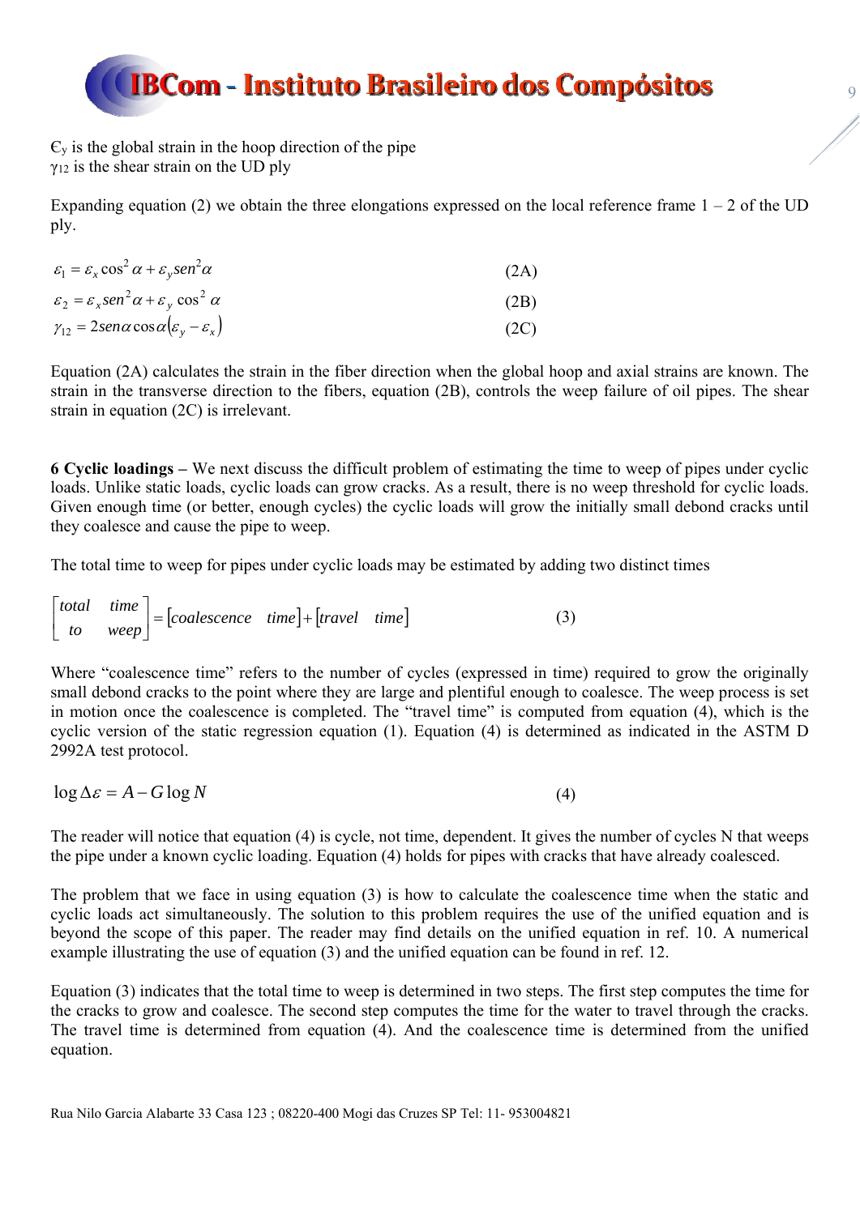$\epsilon_y$ is the global strain in the hoop direction of the pipe
$\gamma_{12}$ is the shear strain on the UD ply

Expanding equation (2) we obtain the three elongations expressed on the local reference frame 1 – 2 of the UD ply.

$$\varepsilon_1 = \varepsilon_x \cos^2 \alpha + \varepsilon_y sen^2 \alpha \qquad (2A)$$

$$\varepsilon_2 = \varepsilon_x sen^2 \alpha + \varepsilon_y \cos^2 \alpha \qquad (2B)$$

$$\gamma_{12} = 2 sen\alpha \cos\alpha (\varepsilon_y - \varepsilon_x) \qquad (2C)$$

Equation (2A) calculates the strain in the fiber direction when the global hoop and axial strains are known. The strain in the transverse direction to the fibers, equation (2B), controls the weep failure of oil pipes. The shear strain in equation (2C) is irrelevant.

**6 Cyclic loadings –** We next discuss the difficult problem of estimating the time to weep of pipes under cyclic loads. Unlike static loads, cyclic loads can grow cracks. As a result, there is no weep threshold for cyclic loads. Given enough time (or better, enough cycles) the cyclic loads will grow the initially small debond cracks until they coalesce and cause the pipe to weep.

The total time to weep for pipes under cyclic loads may be estimated by adding two distinct times

$$\begin{bmatrix} total & time \\ to & weep \end{bmatrix} = [coalescence \quad time] + [travel \quad time] \qquad (3)$$

Where "coalescence time" refers to the number of cycles (expressed in time) required to grow the originally small debond cracks to the point where they are large and plentiful enough to coalesce. The weep process is set in motion once the coalescence is completed. The "travel time" is computed from equation (4), which is the cyclic version of the static regression equation (1). Equation (4) is determined as indicated in the ASTM D 2992A test protocol.

$$\log \Delta\varepsilon = A - G \log N \qquad (4)$$

The reader will notice that equation (4) is cycle, not time, dependent. It gives the number of cycles N that weeps the pipe under a known cyclic loading. Equation (4) holds for pipes with cracks that have already coalesced.

The problem that we face in using equation (3) is how to calculate the coalescence time when the static and cyclic loads act simultaneously. The solution to this problem requires the use of the unified equation and is beyond the scope of this paper. The reader may find details on the unified equation in ref. 10. A numerical example illustrating the use of equation (3) and the unified equation can be found in ref. 12.

Equation (3) indicates that the total time to weep is determined in two steps. The first step computes the time for the cracks to grow and coalesce. The second step computes the time for the water to travel through the cracks. The travel time is determined from equation (4). And the coalescence time is determined from the unified equation.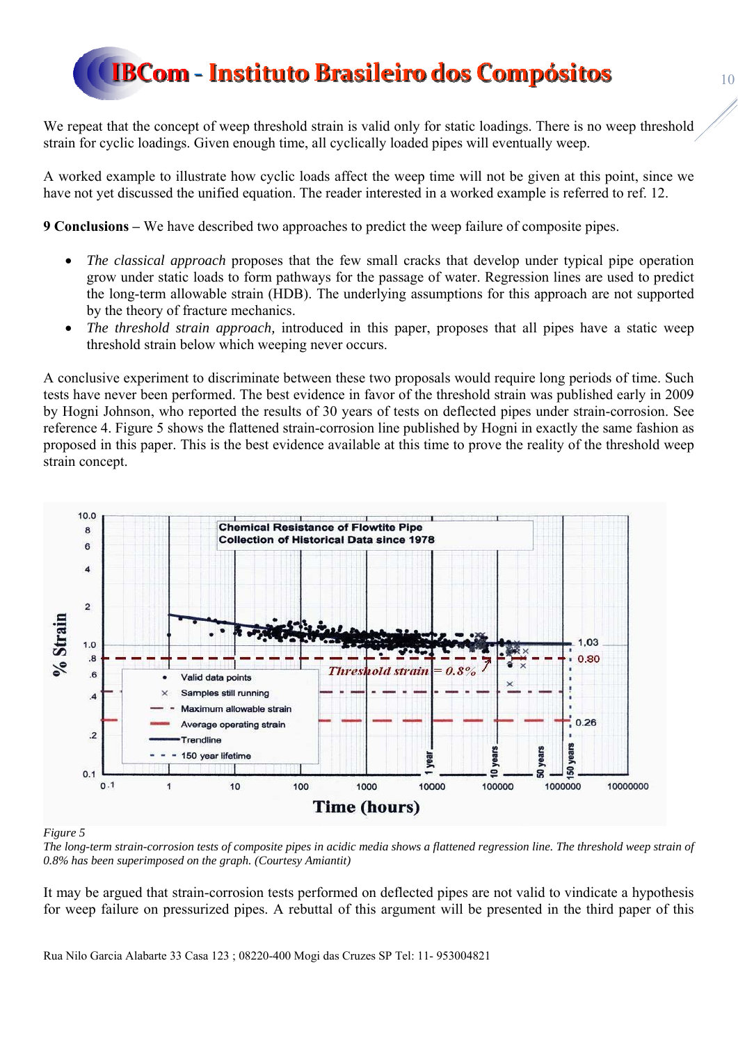We repeat that the concept of weep threshold strain is valid only for static loadings. There is no weep threshold strain for cyclic loadings. Given enough time, all cyclically loaded pipes will eventually weep.

A worked example to illustrate how cyclic loads affect the weep time will not be given at this point, since we have not yet discussed the unified equation. The reader interested in a worked example is referred to ref. 12.

**9 Conclusions –** We have described two approaches to predict the weep failure of composite pipes.

- *The classical approach* proposes that the few small cracks that develop under typical pipe operation grow under static loads to form pathways for the passage of water. Regression lines are used to predict the long-term allowable strain (HDB). The underlying assumptions for this approach are not supported by the theory of fracture mechanics.
- *The threshold strain approach,* introduced in this paper, proposes that all pipes have a static weep threshold strain below which weeping never occurs.

A conclusive experiment to discriminate between these two proposals would require long periods of time. Such tests have never been performed. The best evidence in favor of the threshold strain was published early in 2009 by Hogni Johnson, who reported the results of 30 years of tests on deflected pipes under strain-corrosion. See reference 4. Figure 5 shows the flattened strain-corrosion line published by Hogni in exactly the same fashion as proposed in this paper. This is the best evidence available at this time to prove the reality of the threshold weep strain concept.

*Figure 5*
*The long-term strain-corrosion tests of composite pipes in acidic media shows a flattened regression line. The threshold weep strain of 0.8% has been superimposed on the graph. (Courtesy Amiantit)*

It may be argued that strain-corrosion tests performed on deflected pipes are not valid to vindicate a hypothesis for weep failure on pressurized pipes. A rebuttal of this argument will be presented in the third paper of this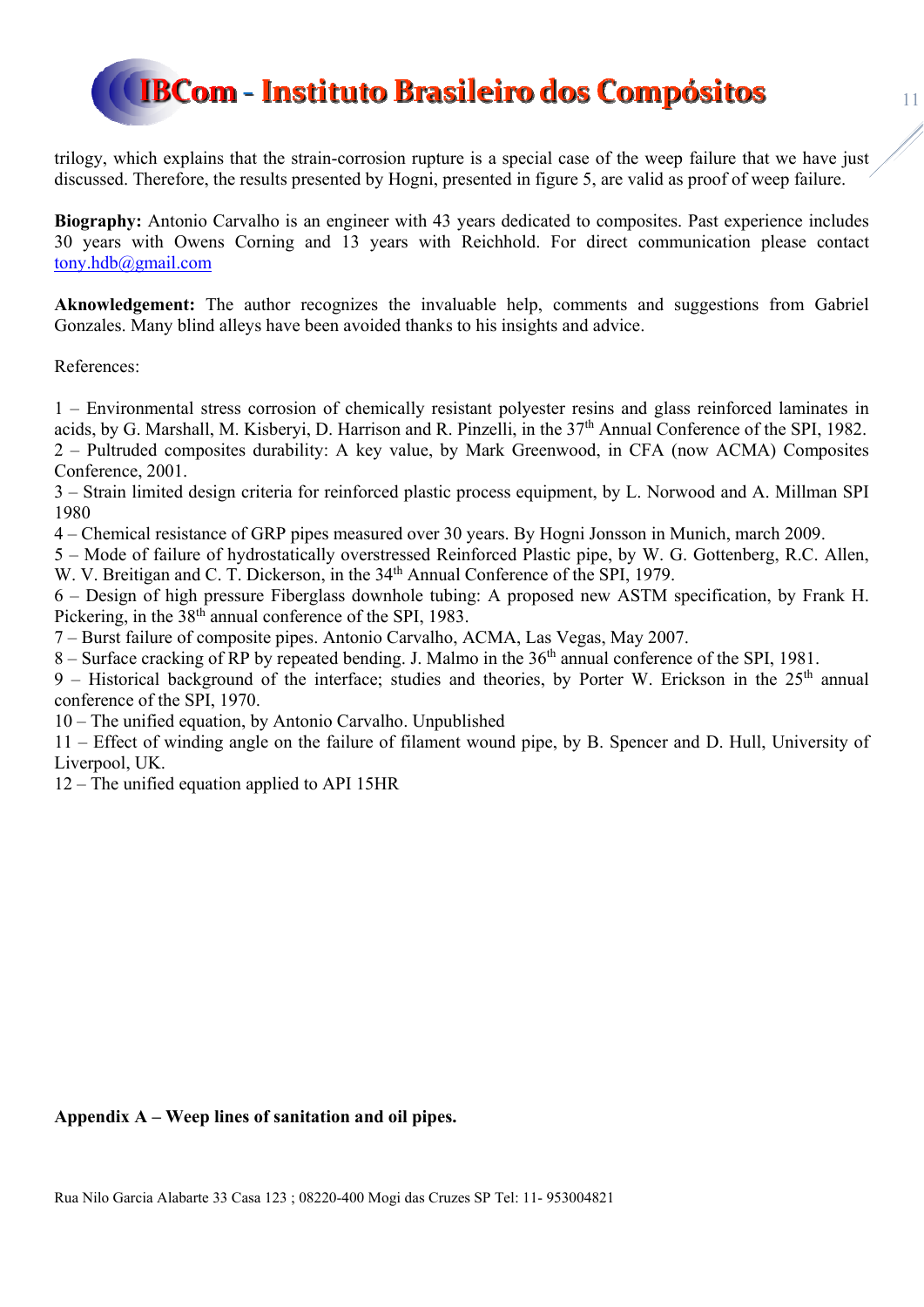trilogy, which explains that the strain-corrosion rupture is a special case of the weep failure that we have just discussed. Therefore, the results presented by Hogni, presented in figure 5, are valid as proof of weep failure.

**Biography:** Antonio Carvalho is an engineer with 43 years dedicated to composites. Past experience includes 30 years with Owens Corning and 13 years with Reichhold. For direct communication please contact tony.hdb@gmail.com

**Aknowledgement:** The author recognizes the invaluable help, comments and suggestions from Gabriel Gonzales. Many blind alleys have been avoided thanks to his insights and advice.

References:

1 – Environmental stress corrosion of chemically resistant polyester resins and glass reinforced laminates in acids, by G. Marshall, M. Kisberyi, D. Harrison and R. Pinzelli, in the 37th Annual Conference of the SPI, 1982.
2 – Pultruded composites durability: A key value, by Mark Greenwood, in CFA (now ACMA) Composites Conference, 2001.
3 – Strain limited design criteria for reinforced plastic process equipment, by L. Norwood and A. Millman SPI 1980
4 – Chemical resistance of GRP pipes measured over 30 years. By Hogni Jonsson in Munich, march 2009.
5 – Mode of failure of hydrostatically overstressed Reinforced Plastic pipe, by W. G. Gottenberg, R.C. Allen, W. V. Breitigan and C. T. Dickerson, in the 34th Annual Conference of the SPI, 1979.
6 – Design of high pressure Fiberglass downhole tubing: A proposed new ASTM specification, by Frank H. Pickering, in the 38th annual conference of the SPI, 1983.
7 – Burst failure of composite pipes. Antonio Carvalho, ACMA, Las Vegas, May 2007.
8 – Surface cracking of RP by repeated bending. J. Malmo in the 36th annual conference of the SPI, 1981.
9 – Historical background of the interface; studies and theories, by Porter W. Erickson in the 25th annual conference of the SPI, 1970.
10 – The unified equation, by Antonio Carvalho. Unpublished
11 – Effect of winding angle on the failure of filament wound pipe, by B. Spencer and D. Hull, University of Liverpool, UK.
12 – The unified equation applied to API 15HR

**Appendix A – Weep lines of sanitation and oil pipes.**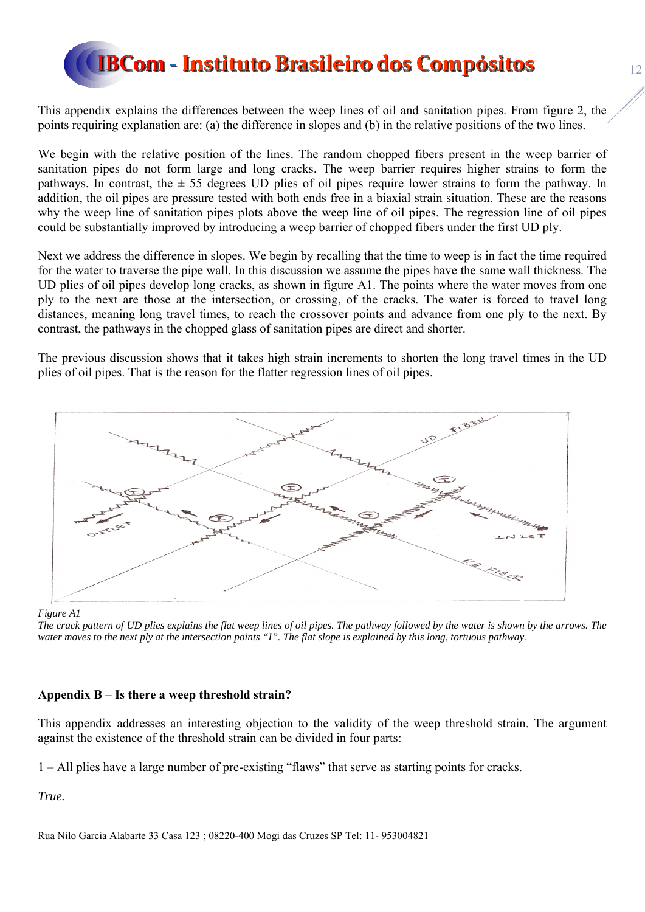This appendix explains the differences between the weep lines of oil and sanitation pipes. From figure 2, the points requiring explanation are: (a) the difference in slopes and (b) in the relative positions of the two lines.

We begin with the relative position of the lines. The random chopped fibers present in the weep barrier of sanitation pipes do not form large and long cracks. The weep barrier requires higher strains to form the pathways. In contrast, the ± 55 degrees UD plies of oil pipes require lower strains to form the pathway. In addition, the oil pipes are pressure tested with both ends free in a biaxial strain situation. These are the reasons why the weep line of sanitation pipes plots above the weep line of oil pipes. The regression line of oil pipes could be substantially improved by introducing a weep barrier of chopped fibers under the first UD ply.

Next we address the difference in slopes. We begin by recalling that the time to weep is in fact the time required for the water to traverse the pipe wall. In this discussion we assume the pipes have the same wall thickness. The UD plies of oil pipes develop long cracks, as shown in figure A1. The points where the water moves from one ply to the next are those at the intersection, or crossing, of the cracks. The water is forced to travel long distances, meaning long travel times, to reach the crossover points and advance from one ply to the next. By contrast, the pathways in the chopped glass of sanitation pipes are direct and shorter.

The previous discussion shows that it takes high strain increments to shorten the long travel times in the UD plies of oil pipes. That is the reason for the flatter regression lines of oil pipes.

*Figure A1*

*The crack pattern of UD plies explains the flat weep lines of oil pipes. The pathway followed by the water is shown by the arrows. The water moves to the next ply at the intersection points "I". The flat slope is explained by this long, tortuous pathway.*

### Appendix B – Is there a weep threshold strain?

This appendix addresses an interesting objection to the validity of the weep threshold strain. The argument against the existence of the threshold strain can be divided in four parts:

1 – All plies have a large number of pre-existing "flaws" that serve as starting points for cracks.

*True.*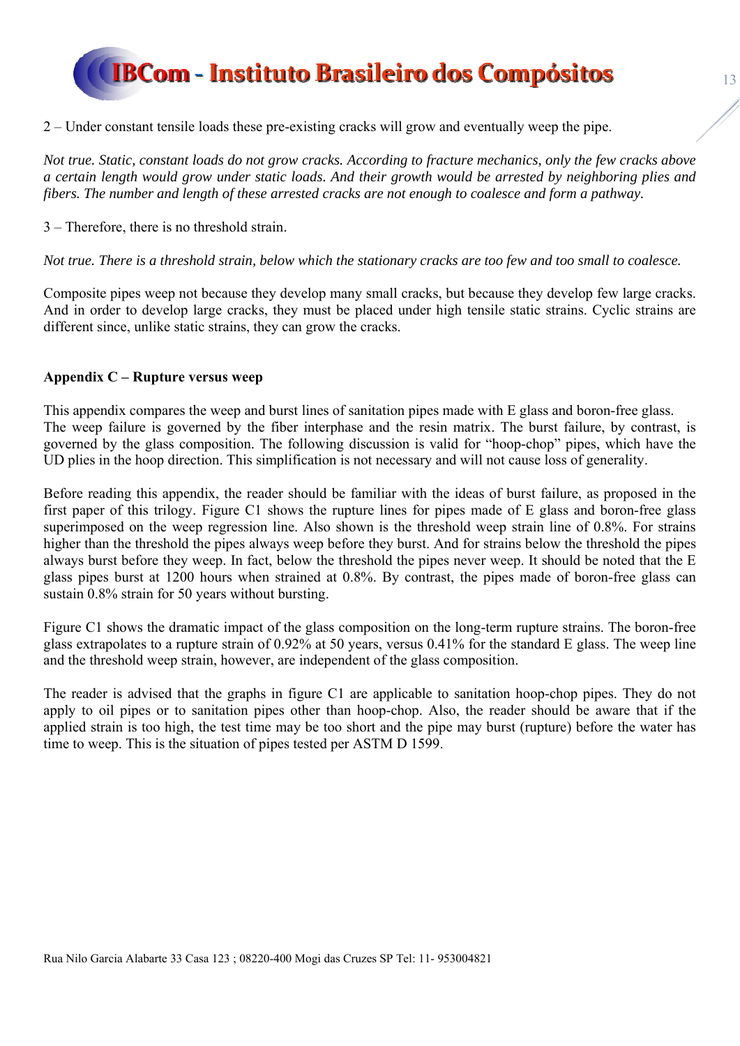2 – Under constant tensile loads these pre-existing cracks will grow and eventually weep the pipe.

*Not true. Static, constant loads do not grow cracks. According to fracture mechanics, only the few cracks above a certain length would grow under static loads. And their growth would be arrested by neighboring plies and fibers. The number and length of these arrested cracks are not enough to coalesce and form a pathway.*

3 – Therefore, there is no threshold strain.

*Not true. There is a threshold strain, below which the stationary cracks are too few and too small to coalesce.*

Composite pipes weep not because they develop many small cracks, but because they develop few large cracks. And in order to develop large cracks, they must be placed under high tensile static strains. Cyclic strains are different since, unlike static strains, they can grow the cracks.

**Appendix C – Rupture versus weep**

This appendix compares the weep and burst lines of sanitation pipes made with E glass and boron-free glass. The weep failure is governed by the fiber interphase and the resin matrix. The burst failure, by contrast, is governed by the glass composition. The following discussion is valid for "hoop-chop" pipes, which have the UD plies in the hoop direction. This simplification is not necessary and will not cause loss of generality.

Before reading this appendix, the reader should be familiar with the ideas of burst failure, as proposed in the first paper of this trilogy. Figure C1 shows the rupture lines for pipes made of E glass and boron-free glass superimposed on the weep regression line. Also shown is the threshold weep strain line of 0.8%. For strains higher than the threshold the pipes always weep before they burst. And for strains below the threshold the pipes always burst before they weep. In fact, below the threshold the pipes never weep. It should be noted that the E glass pipes burst at 1200 hours when strained at 0.8%. By contrast, the pipes made of boron-free glass can sustain 0.8% strain for 50 years without bursting.

Figure C1 shows the dramatic impact of the glass composition on the long-term rupture strains. The boron-free glass extrapolates to a rupture strain of 0.92% at 50 years, versus 0.41% for the standard E glass. The weep line and the threshold weep strain, however, are independent of the glass composition.

The reader is advised that the graphs in figure C1 are applicable to sanitation hoop-chop pipes. They do not apply to oil pipes or to sanitation pipes other than hoop-chop. Also, the reader should be aware that if the applied strain is too high, the test time may be too short and the pipe may burst (rupture) before the water has time to weep. This is the situation of pipes tested per ASTM D 1599.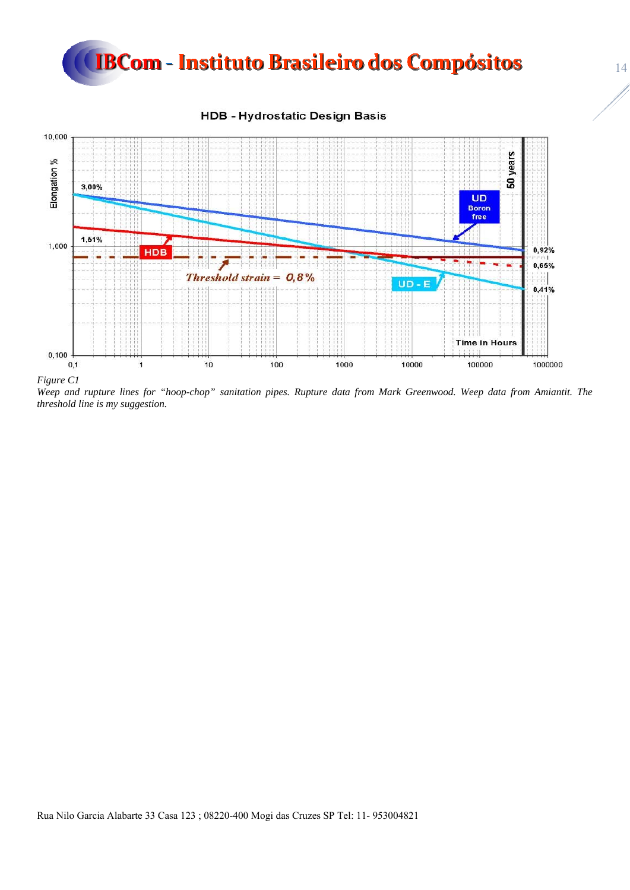HDB - Hydrostatic Design Basis

Elongation %

10,000

3,00%

1,51%

1,000

0,100

HDB

Threshold strain = 0,8 %

UD - E

UD
Boron
free

50 years

0,92%

0,65%

0,41%

Time in Hours

0,1

1

10

100

1000

10000

100000

1000000

*Figure C1*

*Weep and rupture lines for "hoop-chop" sanitation pipes. Rupture data from Mark Greenwood. Weep data from Amiantit. The threshold line is my suggestion.*